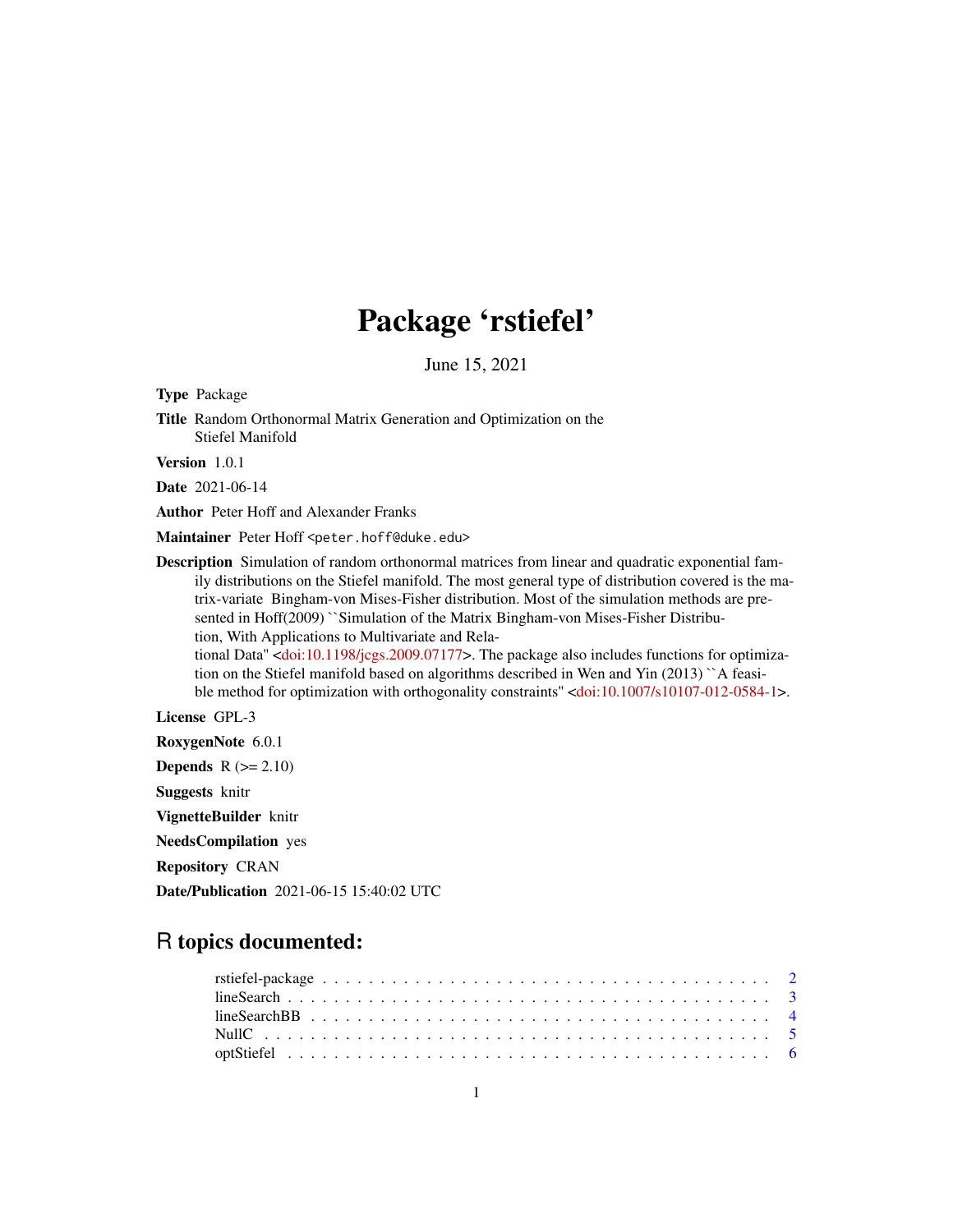# Package 'rstiefel'

June 15, 2021

**Type** Package

**Title** Random Orthonormal Matrix Generation and Optimization on the Stiefel Manifold

**Version** 1.0.1

**Date** 2021-06-14

**Author** Peter Hoff and Alexander Franks

**Maintainer** Peter Hoff <peter.hoff@duke.edu>

**Description** Simulation of random orthonormal matrices from linear and quadratic exponential family distributions on the Stiefel manifold. The most general type of distribution covered is the matrix-variate Bingham-von Mises-Fisher distribution. Most of the simulation methods are presented in Hoff(2009) ``Simulation of the Matrix Bingham-von Mises-Fisher Distribution, With Applications to Multivariate and Relational Data'' <doi:10.1198/jcgs.2009.07177>. The package also includes functions for optimization on the Stiefel manifold based on algorithms described in Wen and Yin (2013) ``A feasible method for optimization with orthogonality constraints'' <doi:10.1007/s10107-012-0584-1>.

**License** GPL-3

**RoxygenNote** 6.0.1

**Depends** R (>= 2.10)

**Suggests** knitr

**VignetteBuilder** knitr

**NeedsCompilation** yes

**Repository** CRAN

**Date/Publication** 2021-06-15 15:40:02 UTC

## R topics documented:

| | |
|---|---|
| rstiefel-package | 2 |
| lineSearch | 3 |
| lineSearchBB | 4 |
| NullC | 5 |
| optStiefel | 6 |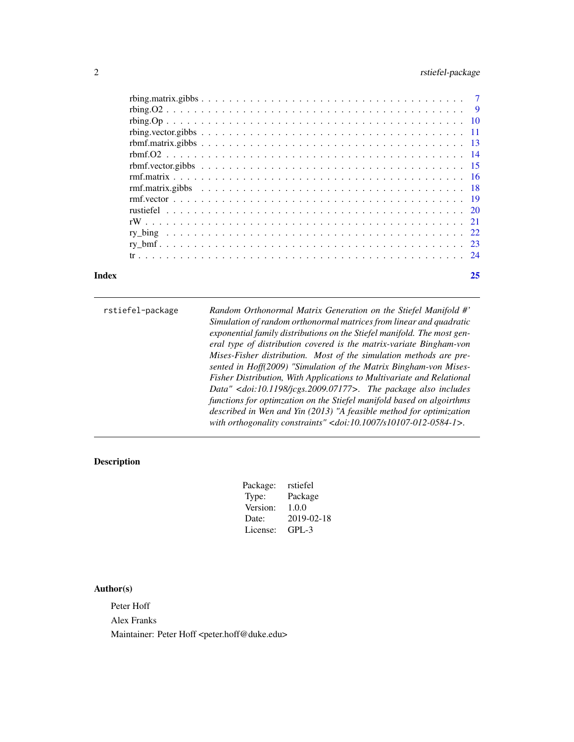rbing.matrix.gibbs . . . . . . . . . . . . . . . . . . . . . . . . . . . . . . . . . . . 7
rbing.O2 . . . . . . . . . . . . . . . . . . . . . . . . . . . . . . . . . . . . . . . . 9
rbing.Op . . . . . . . . . . . . . . . . . . . . . . . . . . . . . . . . . . . . . . . . 10
rbing.vector.gibbs . . . . . . . . . . . . . . . . . . . . . . . . . . . . . . . . . . . 11
rbmf.matrix.gibbs . . . . . . . . . . . . . . . . . . . . . . . . . . . . . . . . . . . 13
rbmf.O2 . . . . . . . . . . . . . . . . . . . . . . . . . . . . . . . . . . . . . . . . 14
rbmf.vector.gibbs . . . . . . . . . . . . . . . . . . . . . . . . . . . . . . . . . . . 15
rmf.matrix . . . . . . . . . . . . . . . . . . . . . . . . . . . . . . . . . . . . . . . 16
rmf.matrix.gibbs . . . . . . . . . . . . . . . . . . . . . . . . . . . . . . . . . . . . 18
rmf.vector . . . . . . . . . . . . . . . . . . . . . . . . . . . . . . . . . . . . . . . 19
rustiefel . . . . . . . . . . . . . . . . . . . . . . . . . . . . . . . . . . . . . . . . 20
rW . . . . . . . . . . . . . . . . . . . . . . . . . . . . . . . . . . . . . . . . . . . 21
ry_bing . . . . . . . . . . . . . . . . . . . . . . . . . . . . . . . . . . . . . . . . 22
ry_bmf . . . . . . . . . . . . . . . . . . . . . . . . . . . . . . . . . . . . . . . . 23
tr . . . . . . . . . . . . . . . . . . . . . . . . . . . . . . . . . . . . . . . . . . . 24

**Index** 25

---

`rstiefel-package` *Random Orthonormal Matrix Generation on the Stiefel Manifold #' Simulation of random orthonormal matrices from linear and quadratic exponential family distributions on the Stiefel manifold. The most general type of distribution covered is the matrix-variate Bingham-von Mises-Fisher distribution. Most of the simulation methods are presented in Hoff(2009) "Simulation of the Matrix Bingham-von Mises-Fisher Distribution, With Applications to Multivariate and Relational Data" <doi:10.1198/jcgs.2009.07177>. The package also includes functions for optimzation on the Stiefel manifold based on algoirthms described in Wen and Yin (2013) "A feasible method for optimization with orthogonality constraints" <doi:10.1007/s10107-012-0584-1>.*

---

## Description

| | |
|---|---|
| Package: | rstiefel |
| Type: | Package |
| Version: | 1.0.0 |
| Date: | 2019-02-18 |
| License: | GPL-3 |

## Author(s)

Peter Hoff

Alex Franks

Maintainer: Peter Hoff <peter.hoff@duke.edu>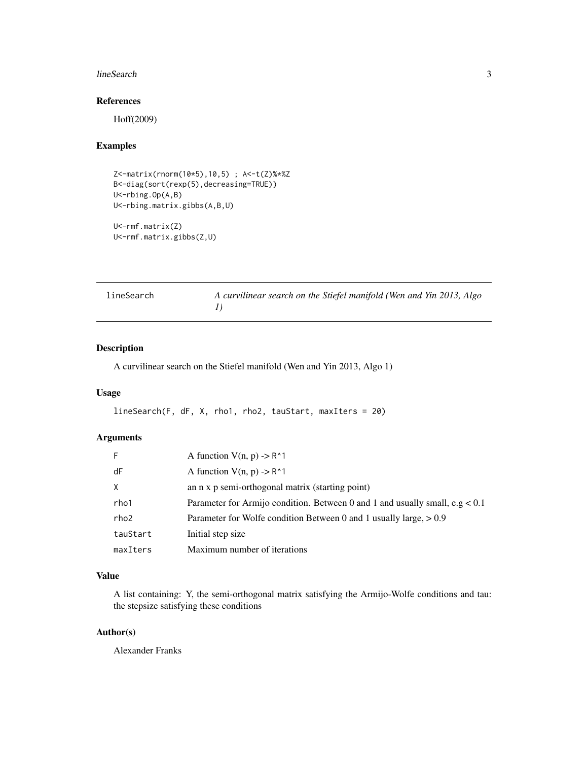### References

Hoff(2009)

### Examples

```
Z<-matrix(rnorm(10*5),10,5) ; A<-t(Z)%*%Z
B<-diag(sort(rexp(5),decreasing=TRUE))
U<-rbing.Op(A,B)
U<-rbing.matrix.gibbs(A,B,U)

U<-rmf.matrix(Z)
U<-rmf.matrix.gibbs(Z,U)
```

---

## lineSearch — *A curvilinear search on the Stiefel manifold (Wen and Yin 2013, Algo 1)*

---

### Description

A curvilinear search on the Stiefel manifold (Wen and Yin 2013, Algo 1)

### Usage

```
lineSearch(F, dF, X, rho1, rho2, tauStart, maxIters = 20)
```

### Arguments

| | |
|---|---|
| F | A function V(n, p) -> R^1 |
| dF | A function V(n, p) -> R^1 |
| X | an n x p semi-orthogonal matrix (starting point) |
| rho1 | Parameter for Armijo condition. Between 0 and 1 and usually small, e.g < 0.1 |
| rho2 | Parameter for Wolfe condition Between 0 and 1 usually large, > 0.9 |
| tauStart | Initial step size |
| maxIters | Maximum number of iterations |

### Value

A list containing: Y, the semi-orthogonal matrix satisfying the Armijo-Wolfe conditions and tau: the stepsize satisfying these conditions

### Author(s)

Alexander Franks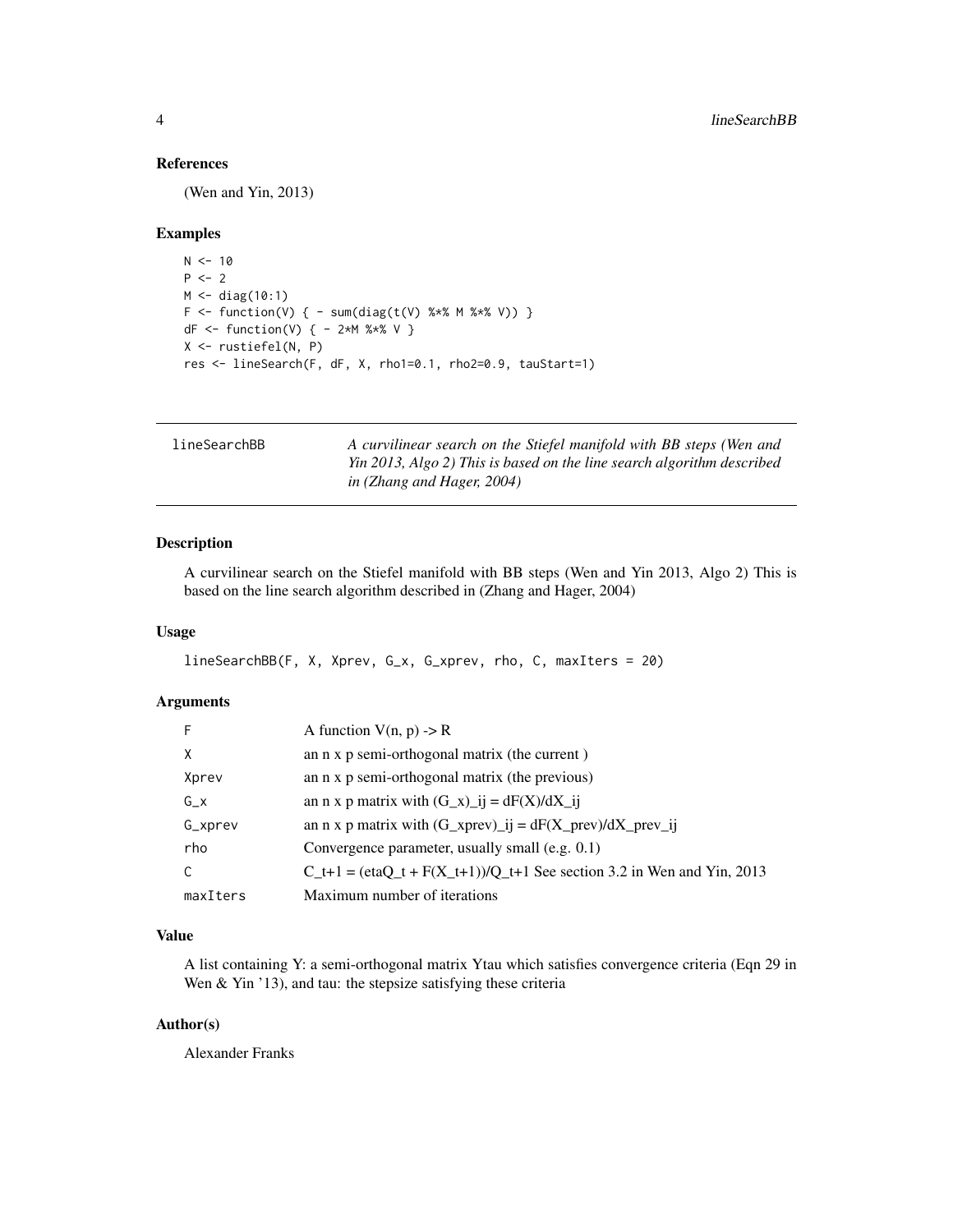### References

(Wen and Yin, 2013)

### Examples

```
N <- 10
P <- 2
M <- diag(10:1)
F <- function(V) { - sum(diag(t(V) %*% M %*% V)) }
dF <- function(V) { - 2*M %*% V }
X <- rustiefel(N, P)
res <- lineSearch(F, dF, X, rho1=0.1, rho2=0.9, tauStart=1)
```

---

## lineSearchBB

*A curvilinear search on the Stiefel manifold with BB steps (Wen and Yin 2013, Algo 2) This is based on the line search algorithm described in (Zhang and Hager, 2004)*

---

### Description

A curvilinear search on the Stiefel manifold with BB steps (Wen and Yin 2013, Algo 2) This is based on the line search algorithm described in (Zhang and Hager, 2004)

### Usage

```
lineSearchBB(F, X, Xprev, G_x, G_xprev, rho, C, maxIters = 20)
```

### Arguments

| | |
|---|---|
| F | A function V(n, p) -> R |
| X | an n x p semi-orthogonal matrix (the current ) |
| Xprev | an n x p semi-orthogonal matrix (the previous) |
| G_x | an n x p matrix with (G_x)_ij = dF(X)/dX_ij |
| G_xprev | an n x p matrix with (G_xprev)_ij = dF(X_prev)/dX_prev_ij |
| rho | Convergence parameter, usually small (e.g. 0.1) |
| C | C_t+1 = (etaQ_t + F(X_t+1))/Q_t+1 See section 3.2 in Wen and Yin, 2013 |
| maxIters | Maximum number of iterations |

### Value

A list containing Y: a semi-orthogonal matrix Ytau which satisfies convergence criteria (Eqn 29 in Wen & Yin '13), and tau: the stepsize satisfying these criteria

### Author(s)

Alexander Franks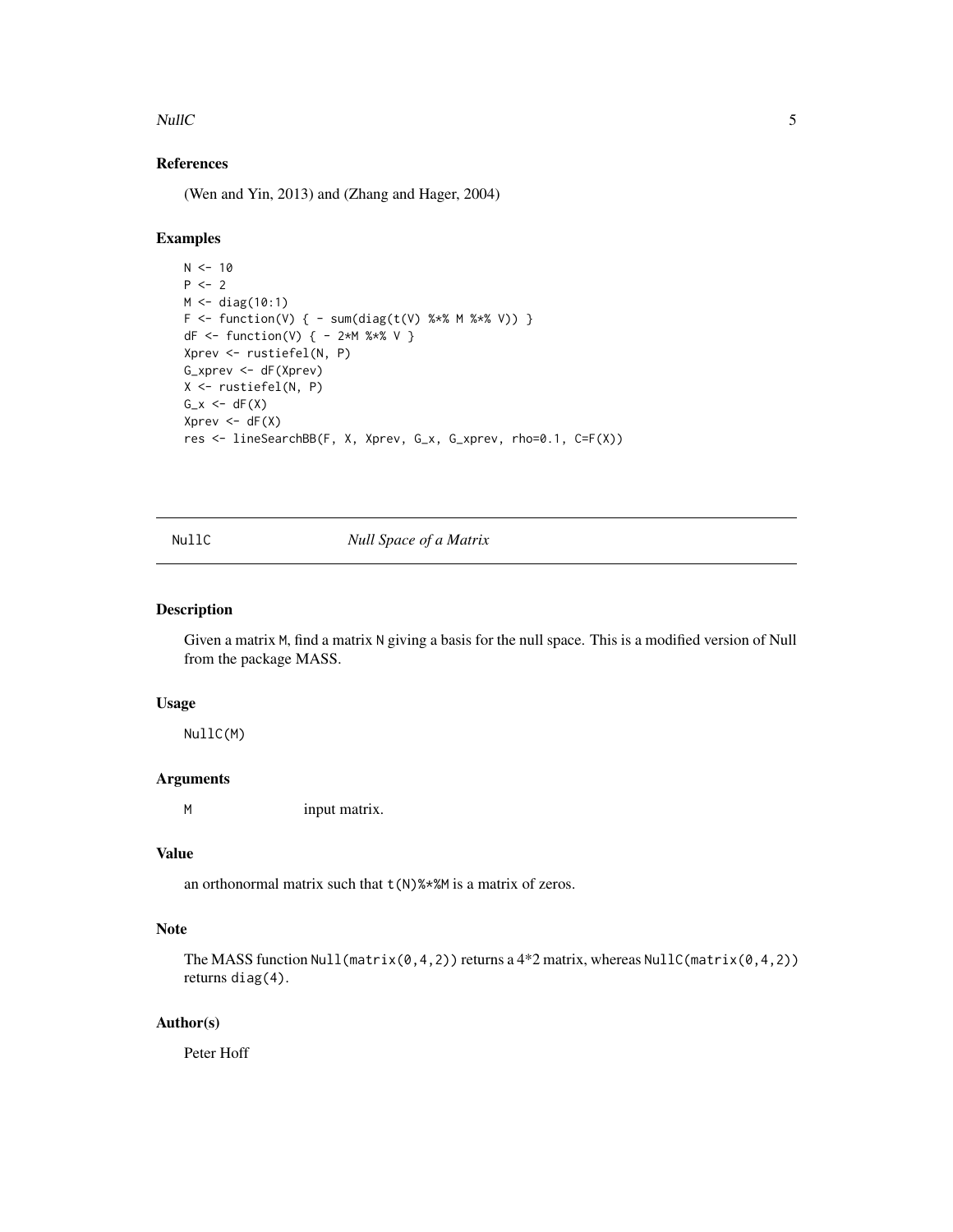### References

(Wen and Yin, 2013) and (Zhang and Hager, 2004)

### Examples

```
N <- 10
P <- 2
M <- diag(10:1)
F <- function(V) { - sum(diag(t(V) %*% M %*% V)) }
dF <- function(V) { - 2*M %*% V }
Xprev <- rustiefel(N, P)
G_xprev <- dF(Xprev)
X <- rustiefel(N, P)
G_x <- dF(X)
Xprev <- dF(X)
res <- lineSearchBB(F, X, Xprev, G_x, G_xprev, rho=0.1, C=F(X))
```

---

## NullC *Null Space of a Matrix*

### Description

Given a matrix `M`, find a matrix `N` giving a basis for the null space. This is a modified version of Null from the package MASS.

### Usage

```
NullC(M)
```

### Arguments

| | |
|---|---|
| `M` | input matrix. |

### Value

an orthonormal matrix such that `t(N)%*%M` is a matrix of zeros.

### Note

The MASS function `Null(matrix(0,4,2))` returns a 4*2 matrix, whereas `NullC(matrix(0,4,2))` returns `diag(4)`.

### Author(s)

Peter Hoff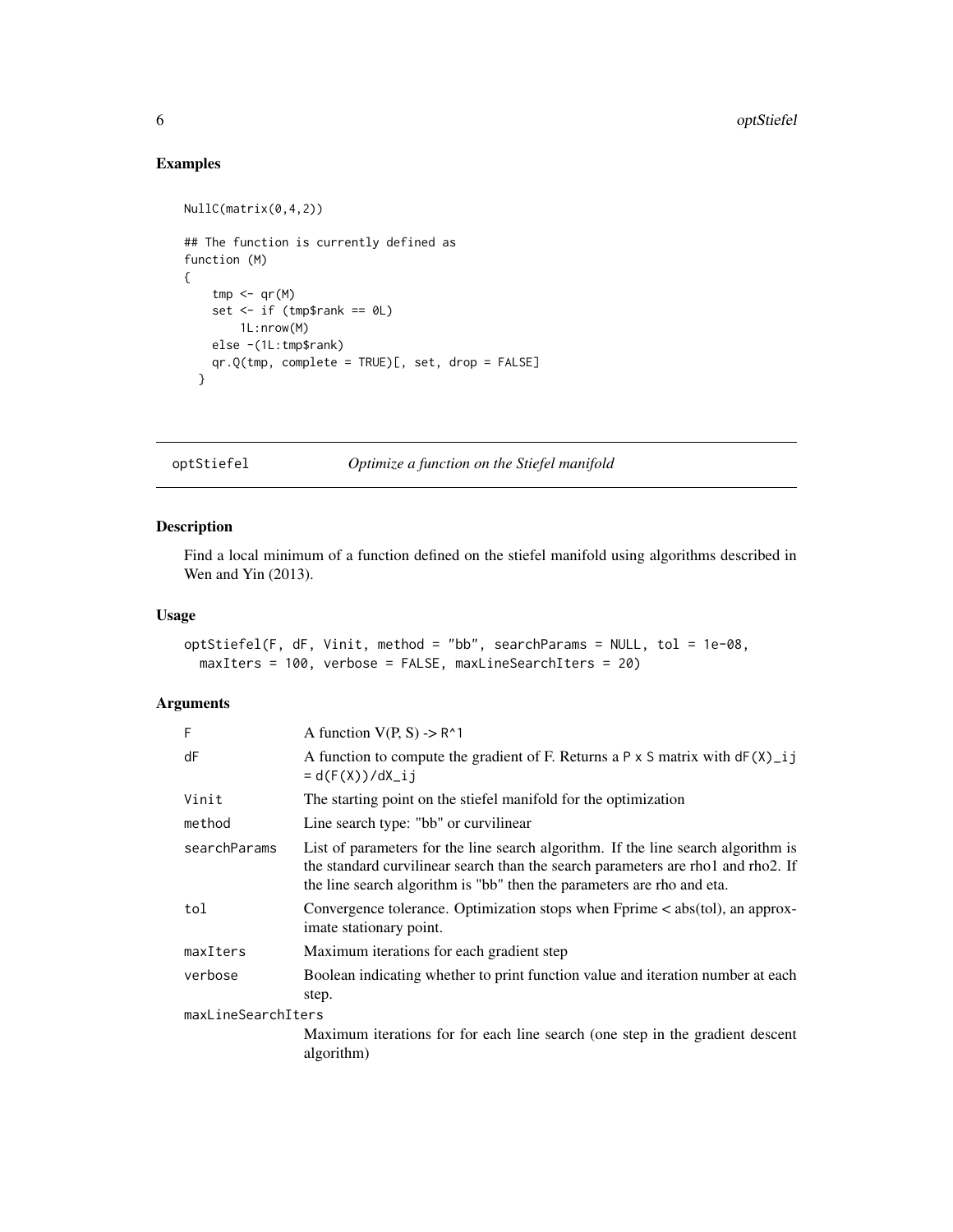## Examples

```
NullC(matrix(0,4,2))

## The function is currently defined as
function (M)
{
    tmp <- qr(M)
    set <- if (tmp$rank == 0L)
        1L:nrow(M)
    else -(1L:tmp$rank)
    qr.Q(tmp, complete = TRUE)[, set, drop = FALSE]
  }
```

---

optStiefel — *Optimize a function on the Stiefel manifold*

---

## Description

Find a local minimum of a function defined on the stiefel manifold using algorithms described in Wen and Yin (2013).

## Usage

```
optStiefel(F, dF, Vinit, method = "bb", searchParams = NULL, tol = 1e-08,
  maxIters = 100, verbose = FALSE, maxLineSearchIters = 20)
```

## Arguments

| | |
|---|---|
| `F` | A function V(P, S) -> `R^1` |
| `dF` | A function to compute the gradient of F. Returns a `P x S` matrix with `dF(X)_ij = d(F(X))/dX_ij` |
| `Vinit` | The starting point on the stiefel manifold for the optimization |
| `method` | Line search type: "bb" or curvilinear |
| `searchParams` | List of parameters for the line search algorithm. If the line search algorithm is the standard curvilinear search than the search parameters are rho1 and rho2. If the line search algorithm is "bb" then the parameters are rho and eta. |
| `tol` | Convergence tolerance. Optimization stops when Fprime < abs(tol), an approximate stationary point. |
| `maxIters` | Maximum iterations for each gradient step |
| `verbose` | Boolean indicating whether to print function value and iteration number at each step. |
| `maxLineSearchIters` | Maximum iterations for for each line search (one step in the gradient descent algorithm) |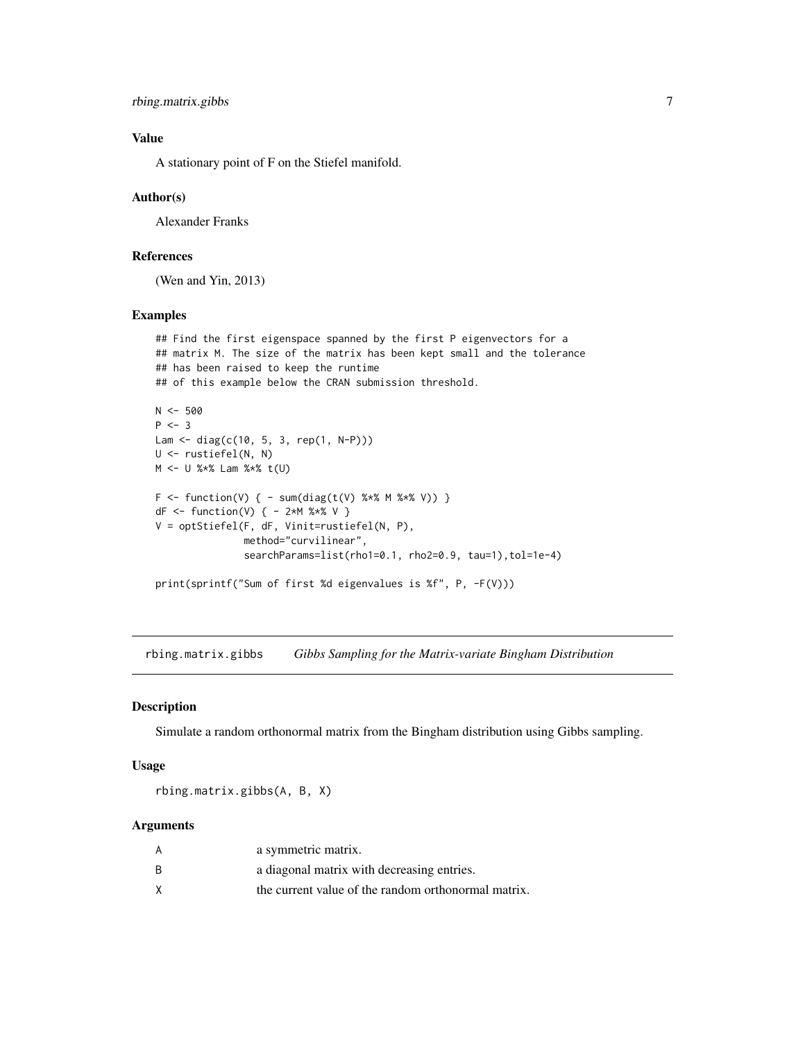### Value

A stationary point of F on the Stiefel manifold.

### Author(s)

Alexander Franks

### References

(Wen and Yin, 2013)

### Examples

```
## Find the first eigenspace spanned by the first P eigenvectors for a
## matrix M. The size of the matrix has been kept small and the tolerance
## has been raised to keep the runtime
## of this example below the CRAN submission threshold.

N <- 500
P <- 3
Lam <- diag(c(10, 5, 3, rep(1, N-P)))
U <- rustiefel(N, N)
M <- U %*% Lam %*% t(U)

F <- function(V) { - sum(diag(t(V) %*% M %*% V)) }
dF <- function(V) { - 2*M %*% V }
V = optStiefel(F, dF, Vinit=rustiefel(N, P),
               method="curvilinear",
               searchParams=list(rho1=0.1, rho2=0.9, tau=1),tol=1e-4)

print(sprintf("Sum of first %d eigenvalues is %f", P, -F(V)))
```

---

## rbing.matrix.gibbs — *Gibbs Sampling for the Matrix-variate Bingham Distribution*

### Description

Simulate a random orthonormal matrix from the Bingham distribution using Gibbs sampling.

### Usage

```
rbing.matrix.gibbs(A, B, X)
```

### Arguments

| | |
|---|---|
| A | a symmetric matrix. |
| B | a diagonal matrix with decreasing entries. |
| X | the current value of the random orthonormal matrix. |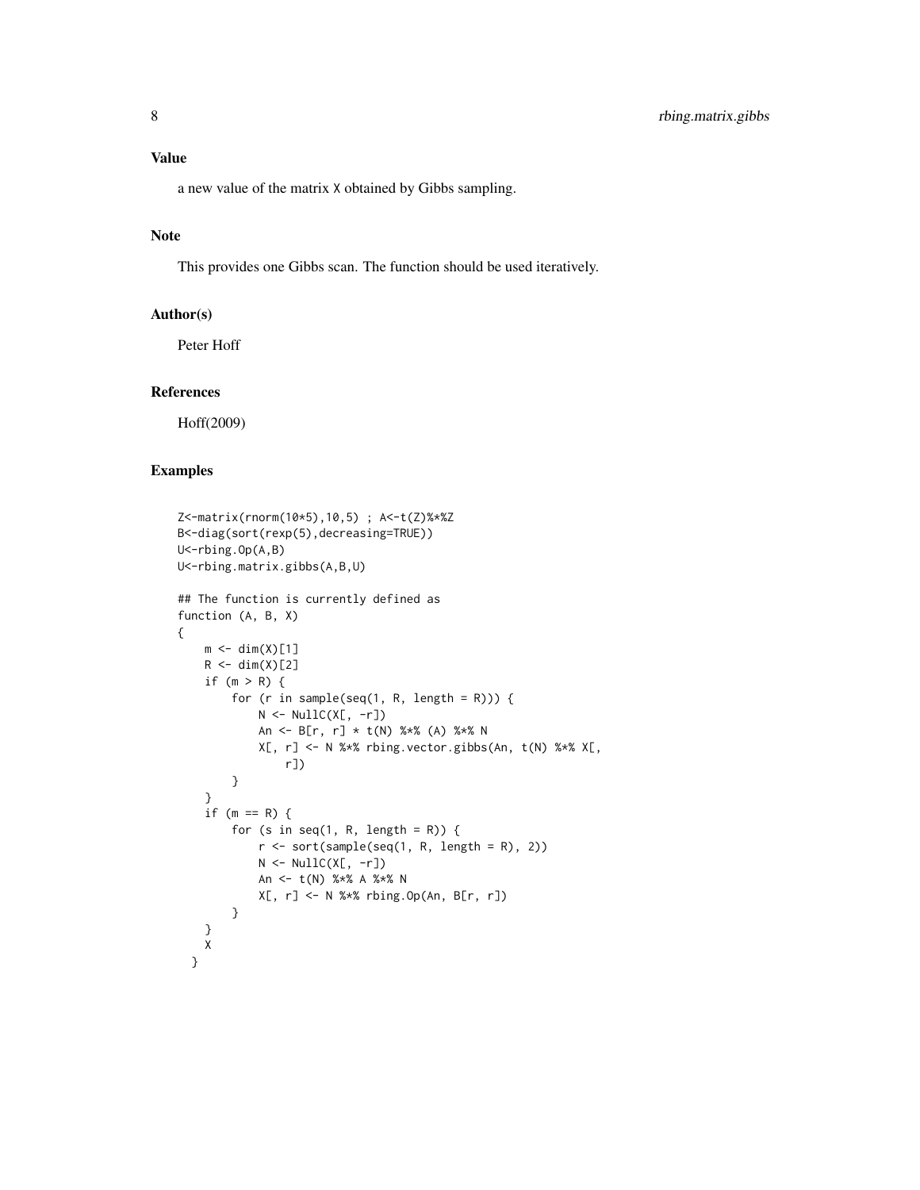## Value

a new value of the matrix X obtained by Gibbs sampling.

## Note

This provides one Gibbs scan. The function should be used iteratively.

## Author(s)

Peter Hoff

## References

Hoff(2009)

## Examples

```
Z<-matrix(rnorm(10*5),10,5) ; A<-t(Z)%*%Z
B<-diag(sort(rexp(5),decreasing=TRUE))
U<-rbing.Op(A,B)
U<-rbing.matrix.gibbs(A,B,U)

## The function is currently defined as
function (A, B, X)
{
    m <- dim(X)[1]
    R <- dim(X)[2]
    if (m > R) {
        for (r in sample(seq(1, R, length = R))) {
            N <- NullC(X[, -r])
            An <- B[r, r] * t(N) %*% (A) %*% N
            X[, r] <- N %*% rbing.vector.gibbs(An, t(N) %*% X[,
                r])
        }
    }
    if (m == R) {
        for (s in seq(1, R, length = R)) {
            r <- sort(sample(seq(1, R, length = R), 2))
            N <- NullC(X[, -r])
            An <- t(N) %*% A %*% N
            X[, r] <- N %*% rbing.Op(An, B[r, r])
        }
    }
    X
  }
```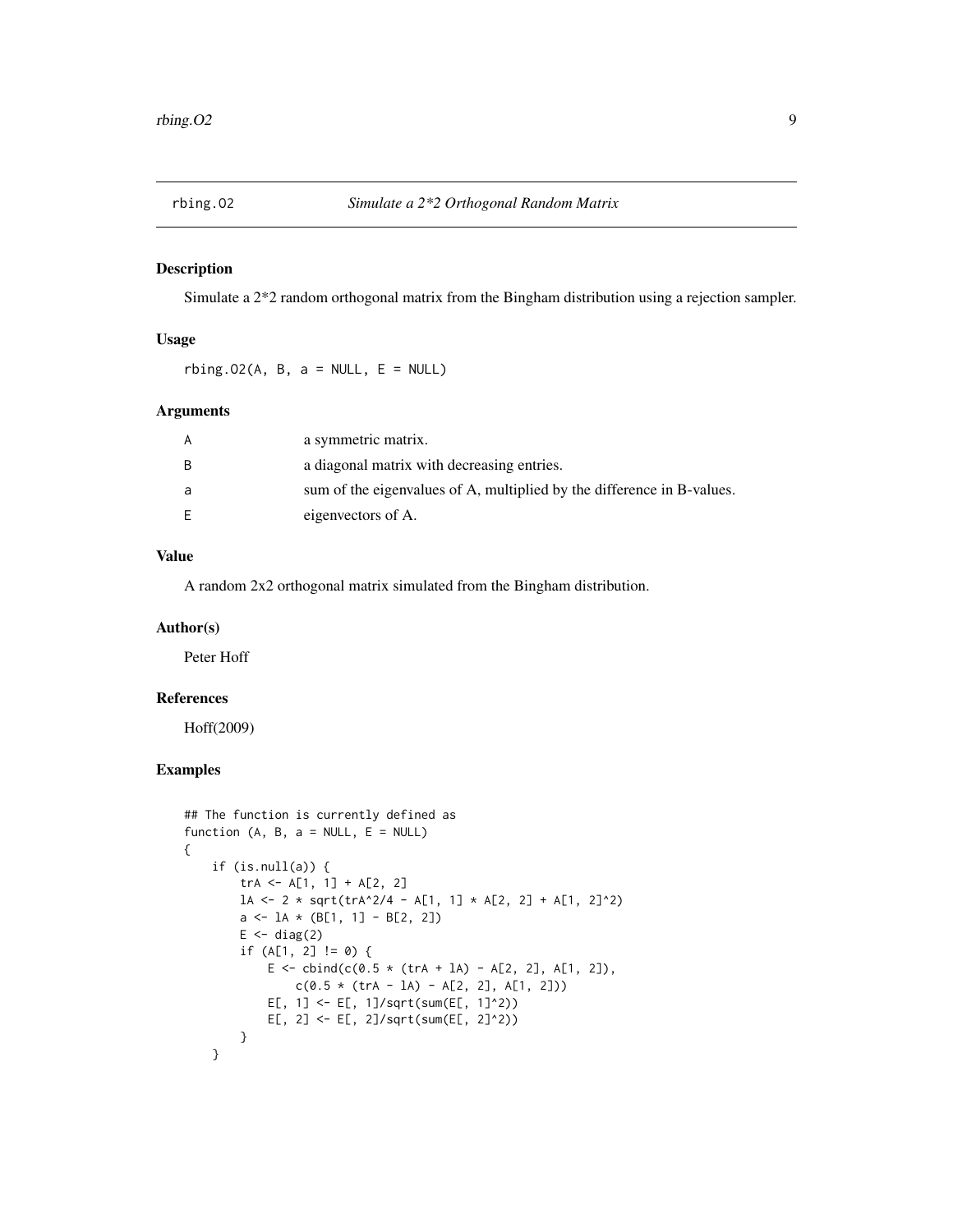## rbing.O2 *Simulate a 2*2 Orthogonal Random Matrix*

### Description

Simulate a 2*2 random orthogonal matrix from the Bingham distribution using a rejection sampler.

### Usage

```
rbing.O2(A, B, a = NULL, E = NULL)
```

### Arguments

| | |
|---|---|
| A | a symmetric matrix. |
| B | a diagonal matrix with decreasing entries. |
| a | sum of the eigenvalues of A, multiplied by the difference in B-values. |
| E | eigenvectors of A. |

### Value

A random 2x2 orthogonal matrix simulated from the Bingham distribution.

### Author(s)

Peter Hoff

### References

Hoff(2009)

### Examples

```
## The function is currently defined as
function (A, B, a = NULL, E = NULL)
{
    if (is.null(a)) {
        trA <- A[1, 1] + A[2, 2]
        lA <- 2 * sqrt(trA^2/4 - A[1, 1] * A[2, 2] + A[1, 2]^2)
        a <- lA * (B[1, 1] - B[2, 2])
        E <- diag(2)
        if (A[1, 2] != 0) {
            E <- cbind(c(0.5 * (trA + lA) - A[2, 2], A[1, 2]),
                c(0.5 * (trA - lA) - A[2, 2], A[1, 2]))
            E[, 1] <- E[, 1]/sqrt(sum(E[, 1]^2))
            E[, 2] <- E[, 2]/sqrt(sum(E[, 2]^2))
        }
    }
```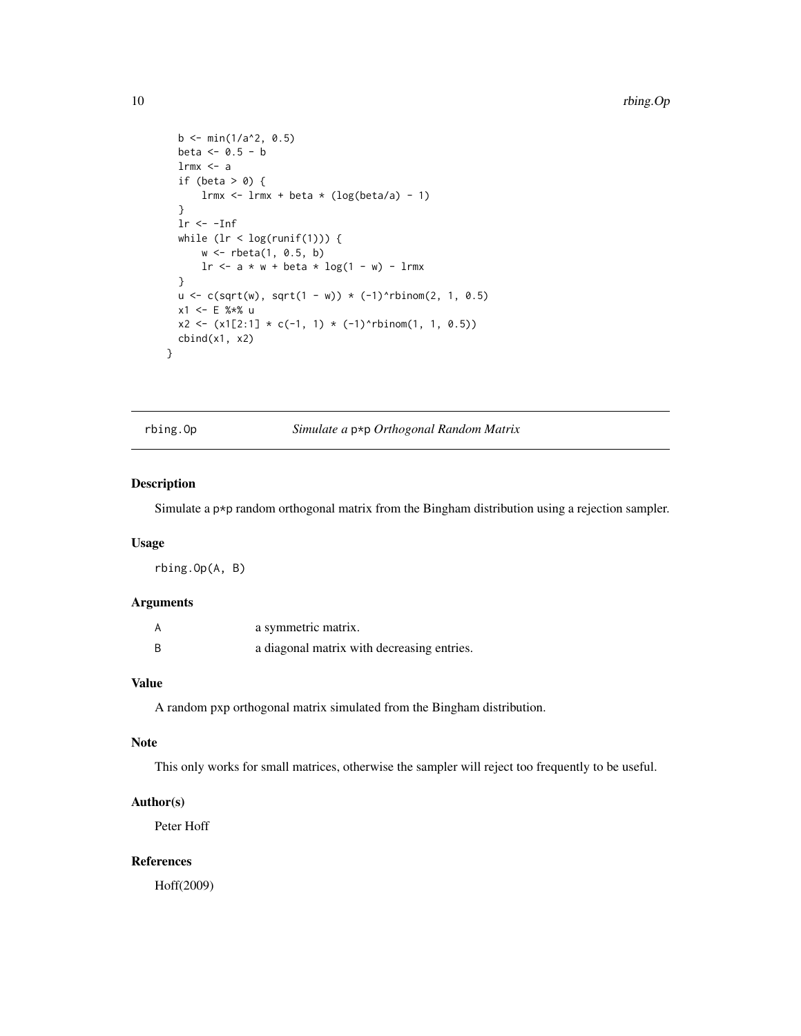```
    b <- min(1/a^2, 0.5)
    beta <- 0.5 - b
    lrmx <- a
    if (beta > 0) {
        lrmx <- lrmx + beta * (log(beta/a) - 1)
    }
    lr <- -Inf
    while (lr < log(runif(1))) {
        w <- rbeta(1, 0.5, b)
        lr <- a * w + beta * log(1 - w) - lrmx
    }
    u <- c(sqrt(w), sqrt(1 - w)) * (-1)^rbinom(2, 1, 0.5)
    x1 <- E %*% u
    x2 <- (x1[2:1] * c(-1, 1) * (-1)^rbinom(1, 1, 0.5))
    cbind(x1, x2)
  }
```

---

## rbing.Op — *Simulate a* `p*p` *Orthogonal Random Matrix*

### Description

Simulate a `p*p` random orthogonal matrix from the Bingham distribution using a rejection sampler.

### Usage

```
rbing.Op(A, B)
```

### Arguments

| | |
|---|---|
| A | a symmetric matrix. |
| B | a diagonal matrix with decreasing entries. |

### Value

A random pxp orthogonal matrix simulated from the Bingham distribution.

### Note

This only works for small matrices, otherwise the sampler will reject too frequently to be useful.

### Author(s)

Peter Hoff

### References

Hoff(2009)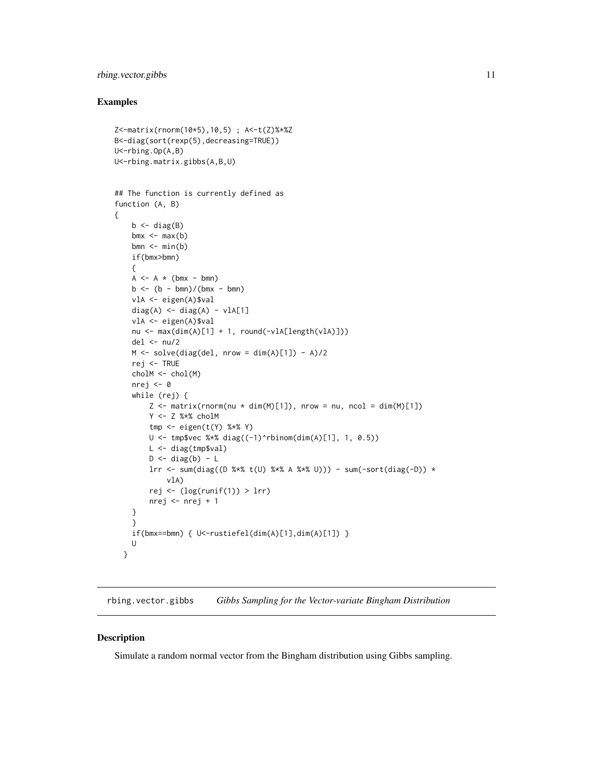## Examples

```
Z<-matrix(rnorm(10*5),10,5) ; A<-t(Z)%*%Z
B<-diag(sort(rexp(5),decreasing=TRUE))
U<-rbing.Op(A,B)
U<-rbing.matrix.gibbs(A,B,U)


## The function is currently defined as
function (A, B)
{
    b <- diag(B)
    bmx <- max(b)
    bmn <- min(b)
    if(bmx>bmn)
    {
    A <- A * (bmx - bmn)
    b <- (b - bmn)/(bmx - bmn)
    vlA <- eigen(A)$val
    diag(A) <- diag(A) - vlA[1]
    vlA <- eigen(A)$val
    nu <- max(dim(A)[1] + 1, round(-vlA[length(vlA)]))
    del <- nu/2
    M <- solve(diag(del, nrow = dim(A)[1]) - A)/2
    rej <- TRUE
    cholM <- chol(M)
    nrej <- 0
    while (rej) {
        Z <- matrix(rnorm(nu * dim(M)[1]), nrow = nu, ncol = dim(M)[1])
        Y <- Z %*% cholM
        tmp <- eigen(t(Y) %*% Y)
        U <- tmp$vec %*% diag((-1)^rbinom(dim(A)[1], 1, 0.5))
        L <- diag(tmp$val)
        D <- diag(b) - L
        lrr <- sum(diag((D %*% t(U) %*% A %*% U))) - sum(-sort(diag(-D)) *
            vlA)
        rej <- (log(runif(1)) > lrr)
        nrej <- nrej + 1
    }
    }
    if(bmx==bmn) { U<-rustiefel(dim(A)[1],dim(A)[1]) }
    U
  }
```

---

rbing.vector.gibbs    *Gibbs Sampling for the Vector-variate Bingham Distribution*

---

## Description

Simulate a random normal vector from the Bingham distribution using Gibbs sampling.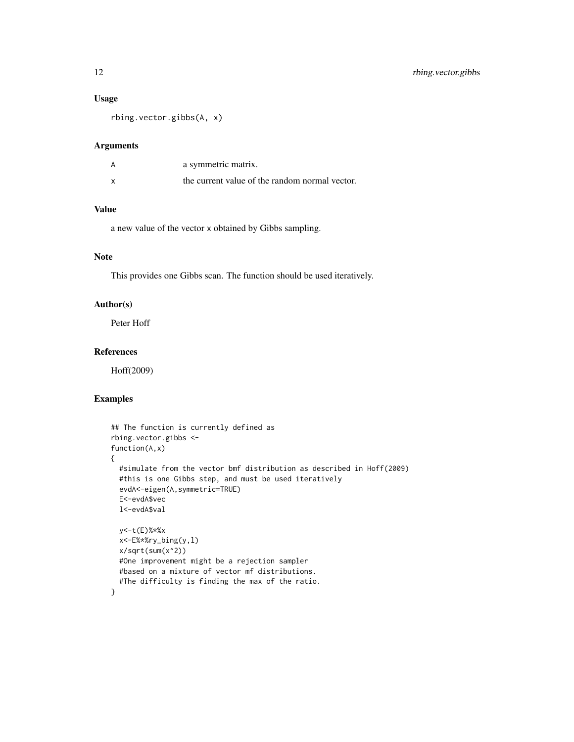### Usage

```
rbing.vector.gibbs(A, x)
```

### Arguments

| | |
|---|---|
| A | a symmetric matrix. |
| x | the current value of the random normal vector. |

### Value

a new value of the vector x obtained by Gibbs sampling.

### Note

This provides one Gibbs scan. The function should be used iteratively.

### Author(s)

Peter Hoff

### References

Hoff(2009)

### Examples

```
## The function is currently defined as
rbing.vector.gibbs <-
function(A,x)
{
  #simulate from the vector bmf distribution as described in Hoff(2009)
  #this is one Gibbs step, and must be used iteratively
  evdA<-eigen(A,symmetric=TRUE)
  E<-evdA$vec
  l<-evdA$val

  y<-t(E)%*%x
  x<-E%*%ry_bing(y,l)
  x/sqrt(sum(x^2))
  #One improvement might be a rejection sampler
  #based on a mixture of vector mf distributions.
  #The difficulty is finding the max of the ratio.
}
```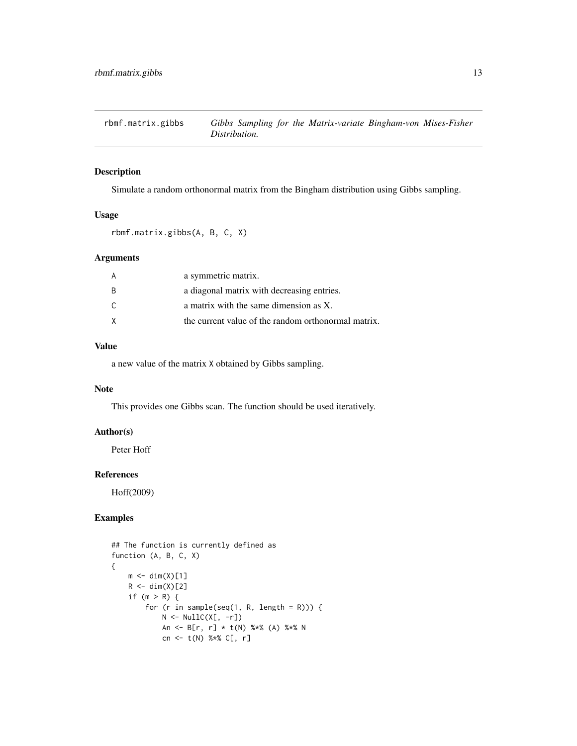## rbmf.matrix.gibbs

*Gibbs Sampling for the Matrix-variate Bingham-von Mises-Fisher Distribution.*

### Description

Simulate a random orthonormal matrix from the Bingham distribution using Gibbs sampling.

### Usage

```
rbmf.matrix.gibbs(A, B, C, X)
```

### Arguments

| | |
|---|---|
| A | a symmetric matrix. |
| B | a diagonal matrix with decreasing entries. |
| C | a matrix with the same dimension as X. |
| X | the current value of the random orthonormal matrix. |

### Value

a new value of the matrix `X` obtained by Gibbs sampling.

### Note

This provides one Gibbs scan. The function should be used iteratively.

### Author(s)

Peter Hoff

### References

Hoff(2009)

### Examples

```
## The function is currently defined as
function (A, B, C, X)
{
    m <- dim(X)[1]
    R <- dim(X)[2]
    if (m > R) {
        for (r in sample(seq(1, R, length = R))) {
            N <- NullC(X[, -r])
            An <- B[r, r] * t(N) %*% (A) %*% N
            cn <- t(N) %*% C[, r]
```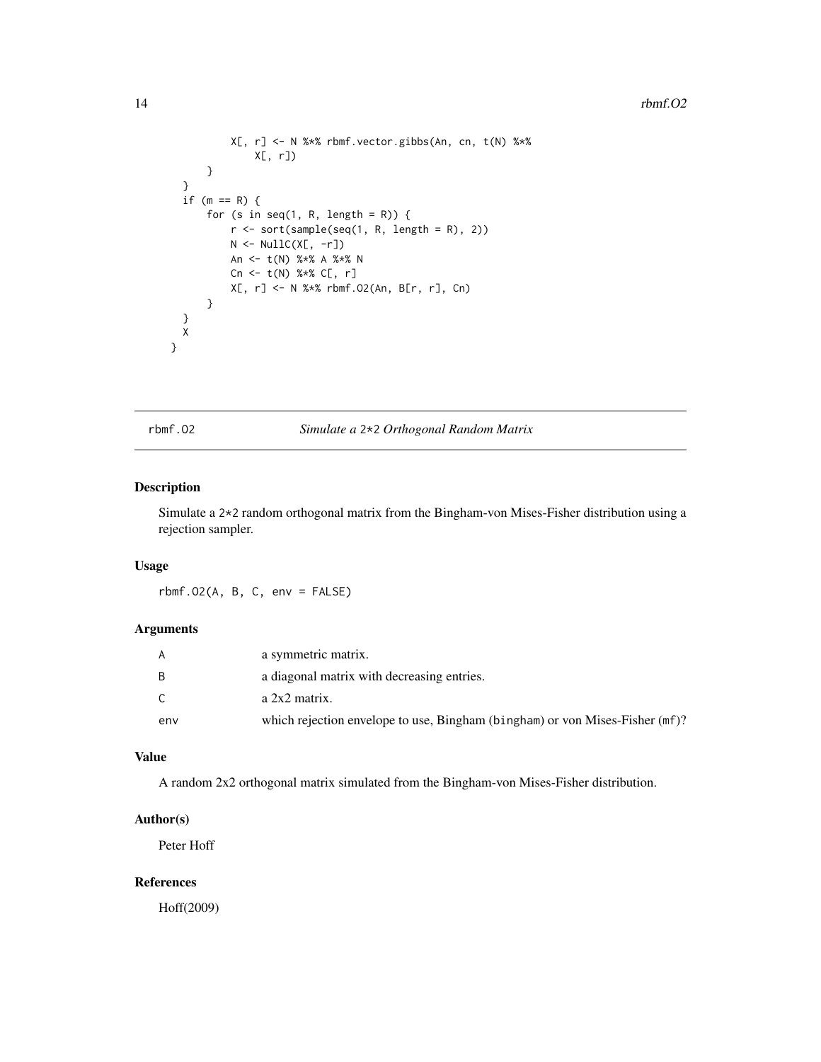```
            X[, r] <- N %*% rbmf.vector.gibbs(An, cn, t(N) %*%
                X[, r])
        }
    }
    if (m == R) {
        for (s in seq(1, R, length = R)) {
            r <- sort(sample(seq(1, R, length = R), 2))
            N <- NullC(X[, -r])
            An <- t(N) %*% A %*% N
            Cn <- t(N) %*% C[, r]
            X[, r] <- N %*% rbmf.O2(An, B[r, r], Cn)
        }
    }
    X
}
```

---

## rbmf.O2 — *Simulate a 2\*2 Orthogonal Random Matrix*

### Description

Simulate a 2*2 random orthogonal matrix from the Bingham-von Mises-Fisher distribution using a rejection sampler.

### Usage

```
rbmf.O2(A, B, C, env = FALSE)
```

### Arguments

| | |
|---|---|
| A | a symmetric matrix. |
| B | a diagonal matrix with decreasing entries. |
| C | a 2x2 matrix. |
| env | which rejection envelope to use, Bingham (`bingham`) or von Mises-Fisher (`mf`)? |

### Value

A random 2x2 orthogonal matrix simulated from the Bingham-von Mises-Fisher distribution.

### Author(s)

Peter Hoff

### References

Hoff(2009)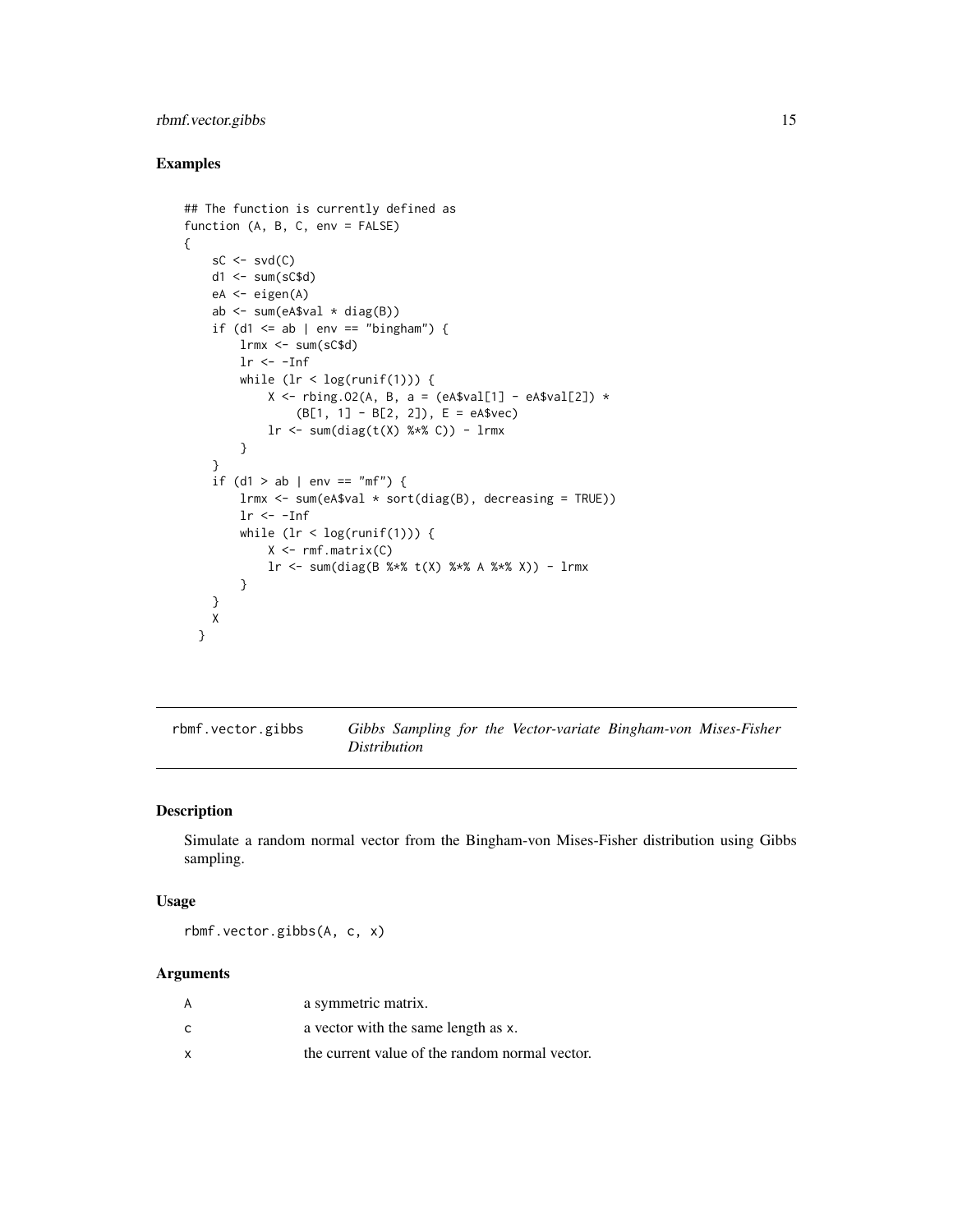## Examples

```
## The function is currently defined as
function (A, B, C, env = FALSE)
{
    sC <- svd(C)
    d1 <- sum(sC$d)
    eA <- eigen(A)
    ab <- sum(eA$val * diag(B))
    if (d1 <= ab | env == "bingham") {
        lrmx <- sum(sC$d)
        lr <- -Inf
        while (lr < log(runif(1))) {
            X <- rbing.O2(A, B, a = (eA$val[1] - eA$val[2]) *
                (B[1, 1] - B[2, 2]), E = eA$vec)
            lr <- sum(diag(t(X) %*% C)) - lrmx
        }
    }
    if (d1 > ab | env == "mf") {
        lrmx <- sum(eA$val * sort(diag(B), decreasing = TRUE))
        lr <- -Inf
        while (lr < log(runif(1))) {
            X <- rmf.matrix(C)
            lr <- sum(diag(B %*% t(X) %*% A %*% X)) - lrmx
        }
    }
    X
  }
```

---

rbmf.vector.gibbs &nbsp;&nbsp;&nbsp; *Gibbs Sampling for the Vector-variate Bingham-von Mises-Fisher Distribution*

---

## Description

Simulate a random normal vector from the Bingham-von Mises-Fisher distribution using Gibbs sampling.

## Usage

```
rbmf.vector.gibbs(A, c, x)
```

## Arguments

| | |
|---|---|
| A | a symmetric matrix. |
| c | a vector with the same length as x. |
| x | the current value of the random normal vector. |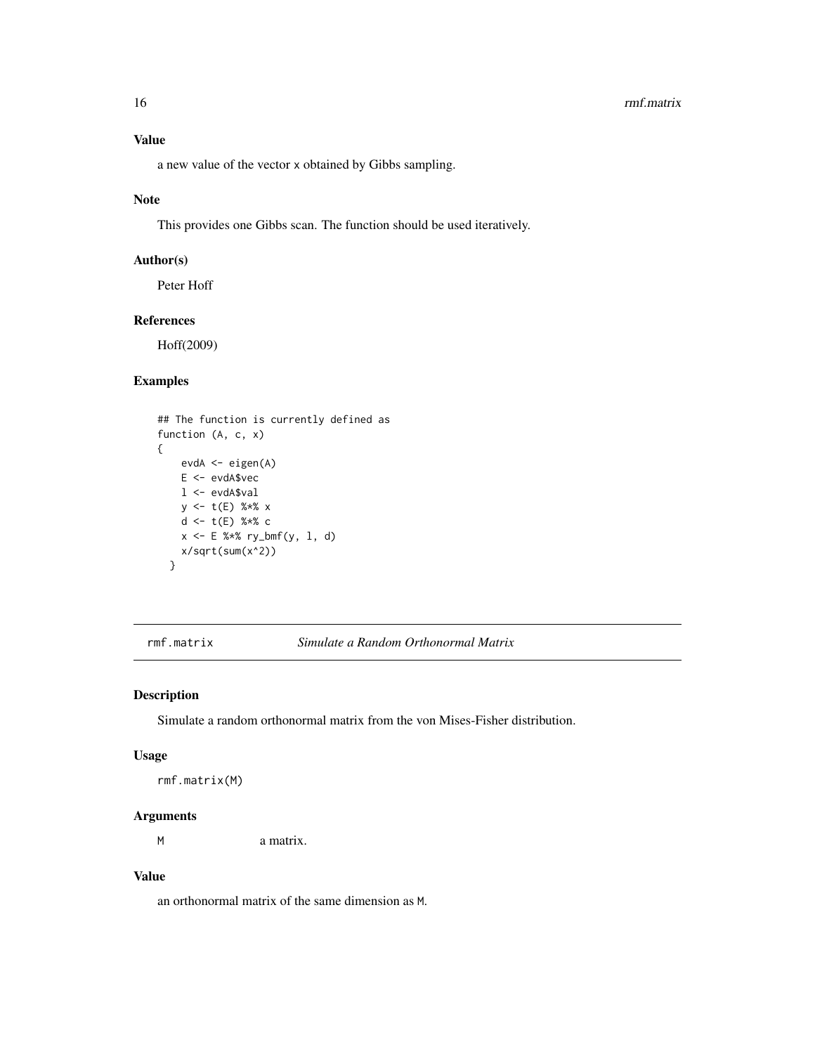### Value

a new value of the vector x obtained by Gibbs sampling.

### Note

This provides one Gibbs scan. The function should be used iteratively.

### Author(s)

Peter Hoff

### References

Hoff(2009)

### Examples

```
## The function is currently defined as
function (A, c, x)
{
    evdA <- eigen(A)
    E <- evdA$vec
    l <- evdA$val
    y <- t(E) %*% x
    d <- t(E) %*% c
    x <- E %*% ry_bmf(y, l, d)
    x/sqrt(sum(x^2))
  }
```

---

## rmf.matrix *Simulate a Random Orthonormal Matrix*

### Description

Simulate a random orthonormal matrix from the von Mises-Fisher distribution.

### Usage

```
rmf.matrix(M)
```

### Arguments

| | |
|---|---|
| M | a matrix. |

### Value

an orthonormal matrix of the same dimension as M.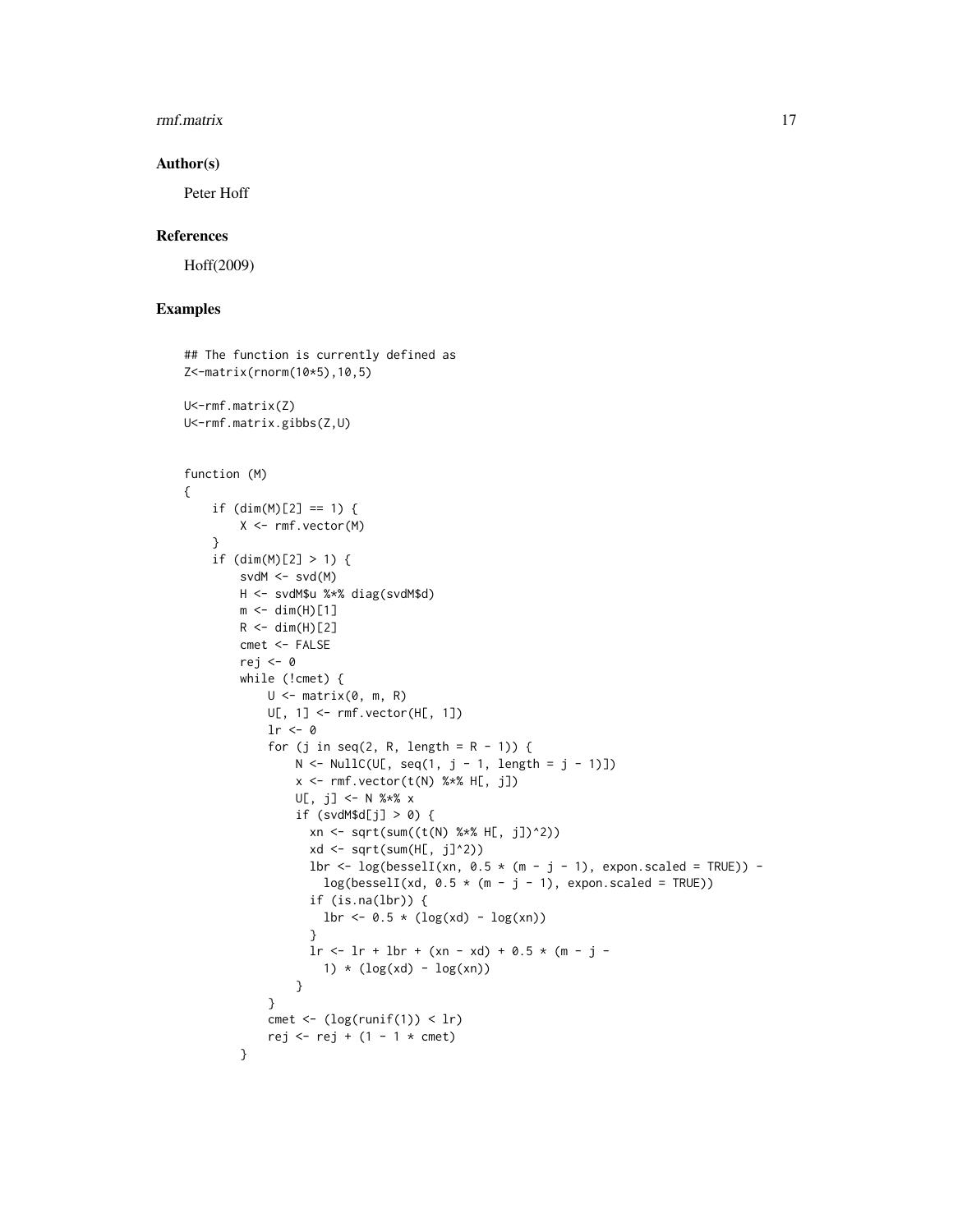## Author(s)

Peter Hoff

## References

Hoff(2009)

## Examples

```
## The function is currently defined as
Z<-matrix(rnorm(10*5),10,5)

U<-rmf.matrix(Z)
U<-rmf.matrix.gibbs(Z,U)


function (M)
{
    if (dim(M)[2] == 1) {
        X <- rmf.vector(M)
    }
    if (dim(M)[2] > 1) {
        svdM <- svd(M)
        H <- svdM$u %*% diag(svdM$d)
        m <- dim(H)[1]
        R <- dim(H)[2]
        cmet <- FALSE
        rej <- 0
        while (!cmet) {
            U <- matrix(0, m, R)
            U[, 1] <- rmf.vector(H[, 1])
            lr <- 0
            for (j in seq(2, R, length = R - 1)) {
                N <- NullC(U[, seq(1, j - 1, length = j - 1)])
                x <- rmf.vector(t(N) %*% H[, j])
                U[, j] <- N %*% x
                if (svdM$d[j] > 0) {
                  xn <- sqrt(sum((t(N) %*% H[, j])^2))
                  xd <- sqrt(sum(H[, j]^2))
                  lbr <- log(besselI(xn, 0.5 * (m - j - 1), expon.scaled = TRUE)) -
                    log(besselI(xd, 0.5 * (m - j - 1), expon.scaled = TRUE))
                  if (is.na(lbr)) {
                    lbr <- 0.5 * (log(xd) - log(xn))
                  }
                  lr <- lr + lbr + (xn - xd) + 0.5 * (m - j -
                    1) * (log(xd) - log(xn))
                }
            }
            cmet <- (log(runif(1)) < lr)
            rej <- rej + (1 - 1 * cmet)
        }
```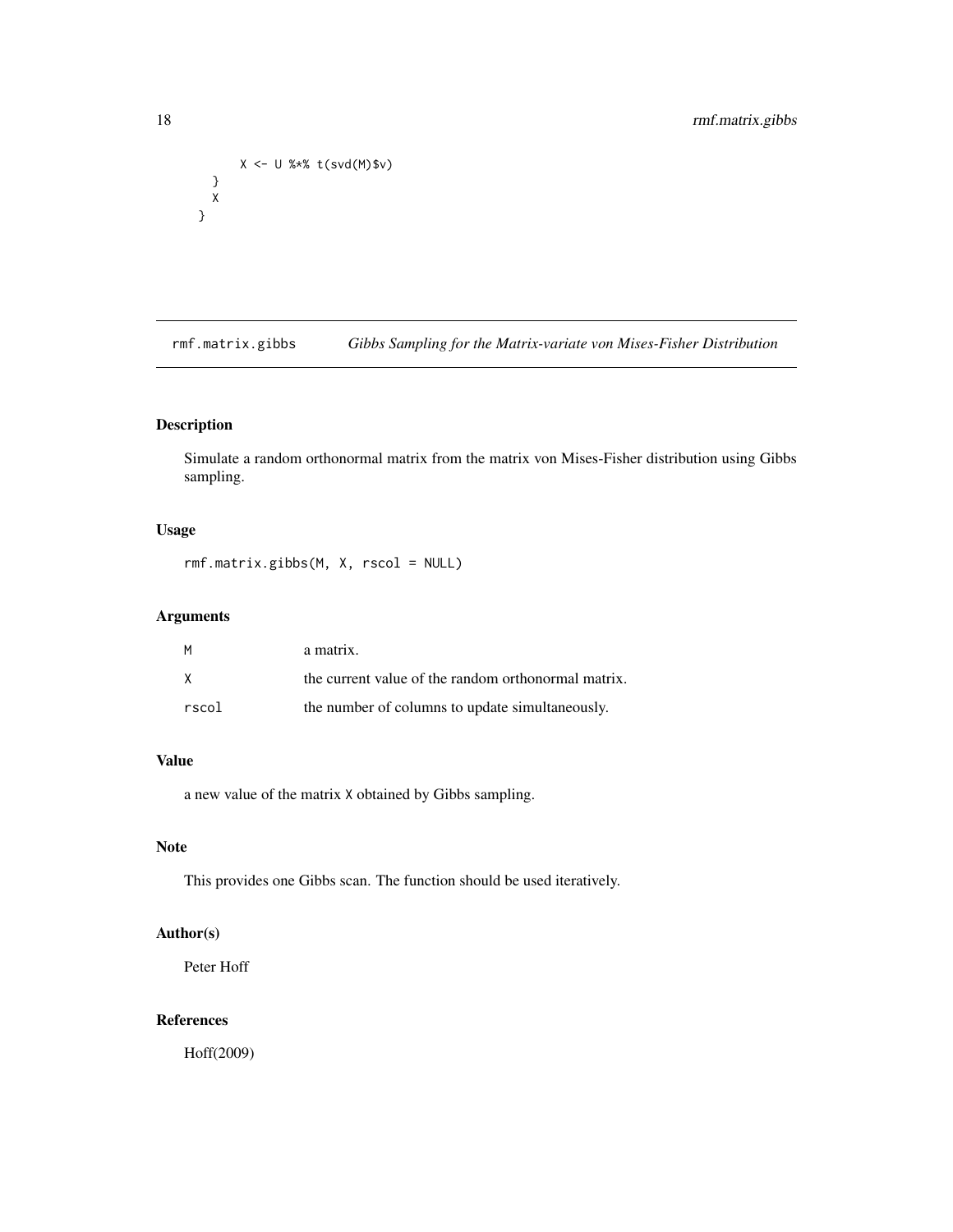```
        X <- U %*% t(svd(M)$v)
    }
    X
  }
```

## rmf.matrix.gibbs — *Gibbs Sampling for the Matrix-variate von Mises-Fisher Distribution*

### Description

Simulate a random orthonormal matrix from the matrix von Mises-Fisher distribution using Gibbs sampling.

### Usage

```
rmf.matrix.gibbs(M, X, rscol = NULL)
```

### Arguments

| | |
|---|---|
| `M` | a matrix. |
| `X` | the current value of the random orthonormal matrix. |
| `rscol` | the number of columns to update simultaneously. |

### Value

a new value of the matrix `X` obtained by Gibbs sampling.

### Note

This provides one Gibbs scan. The function should be used iteratively.

### Author(s)

Peter Hoff

### References

Hoff(2009)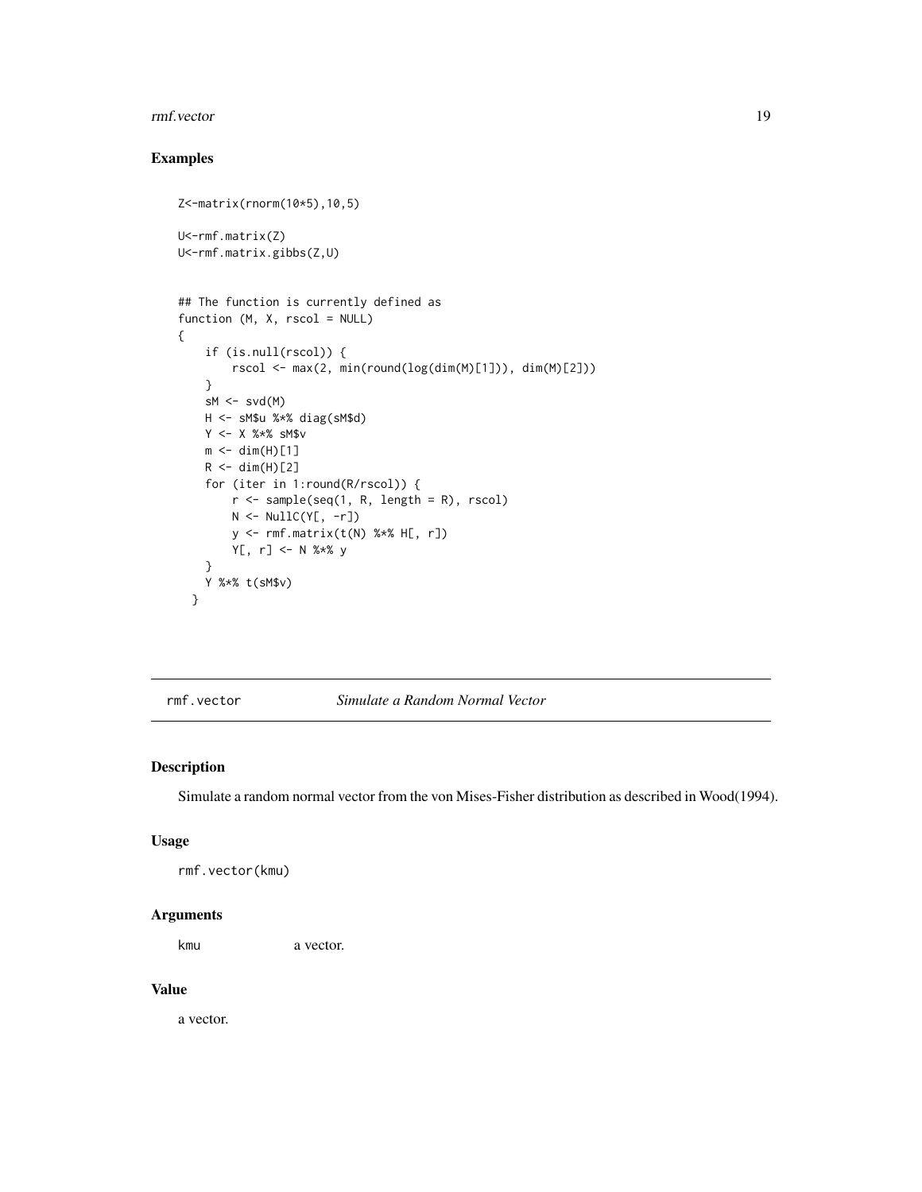## Examples

```
Z<-matrix(rnorm(10*5),10,5)

U<-rmf.matrix(Z)
U<-rmf.matrix.gibbs(Z,U)


## The function is currently defined as
function (M, X, rscol = NULL)
{
    if (is.null(rscol)) {
        rscol <- max(2, min(round(log(dim(M)[1])), dim(M)[2]))
    }
    sM <- svd(M)
    H <- sM$u %*% diag(sM$d)
    Y <- X %*% sM$v
    m <- dim(H)[1]
    R <- dim(H)[2]
    for (iter in 1:round(R/rscol)) {
        r <- sample(seq(1, R, length = R), rscol)
        N <- NullC(Y[, -r])
        y <- rmf.matrix(t(N) %*% H[, r])
        Y[, r] <- N %*% y
    }
    Y %*% t(sM$v)
  }
```

---

# rmf.vector — *Simulate a Random Normal Vector*

## Description

Simulate a random normal vector from the von Mises-Fisher distribution as described in Wood(1994).

## Usage

```
rmf.vector(kmu)
```

## Arguments

| | |
|---|---|
| kmu | a vector. |

## Value

a vector.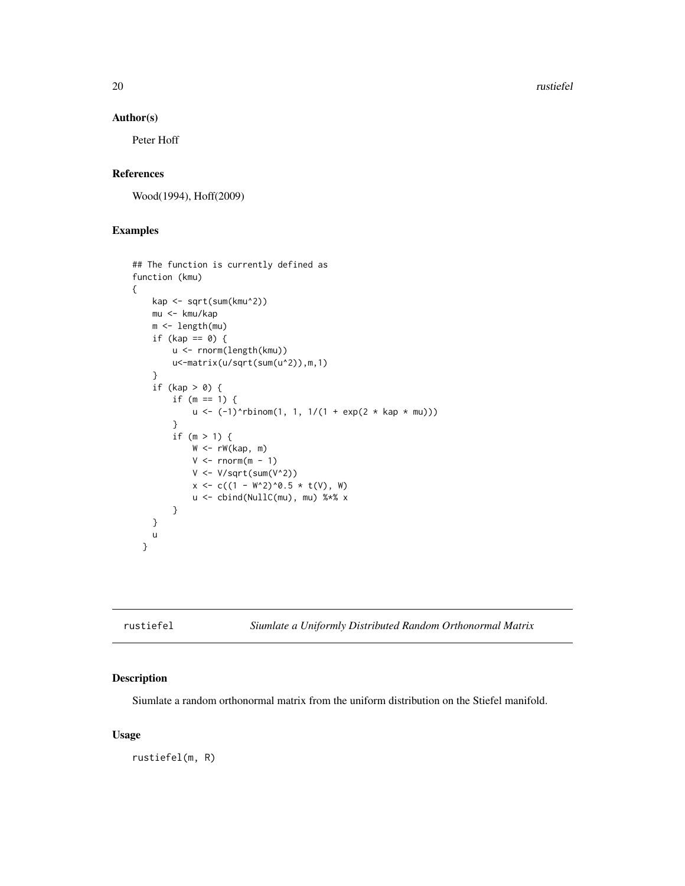## Author(s)

Peter Hoff

## References

Wood(1994), Hoff(2009)

## Examples

```
## The function is currently defined as
function (kmu)
{
    kap <- sqrt(sum(kmu^2))
    mu <- kmu/kap
    m <- length(mu)
    if (kap == 0) {
        u <- rnorm(length(kmu))
        u<-matrix(u/sqrt(sum(u^2)),m,1)
    }
    if (kap > 0) {
        if (m == 1) {
            u <- (-1)^rbinom(1, 1, 1/(1 + exp(2 * kap * mu)))
        }
        if (m > 1) {
            W <- rW(kap, m)
            V <- rnorm(m - 1)
            V <- V/sqrt(sum(V^2))
            x <- c((1 - W^2)^0.5 * t(V), W)
            u <- cbind(NullC(mu), mu) %*% x
        }
    }
    u
  }
```

---

# rustiefel    *Siumlate a Uniformly Distributed Random Orthonormal Matrix*

## Description

Siumlate a random orthonormal matrix from the uniform distribution on the Stiefel manifold.

## Usage

```
rustiefel(m, R)
```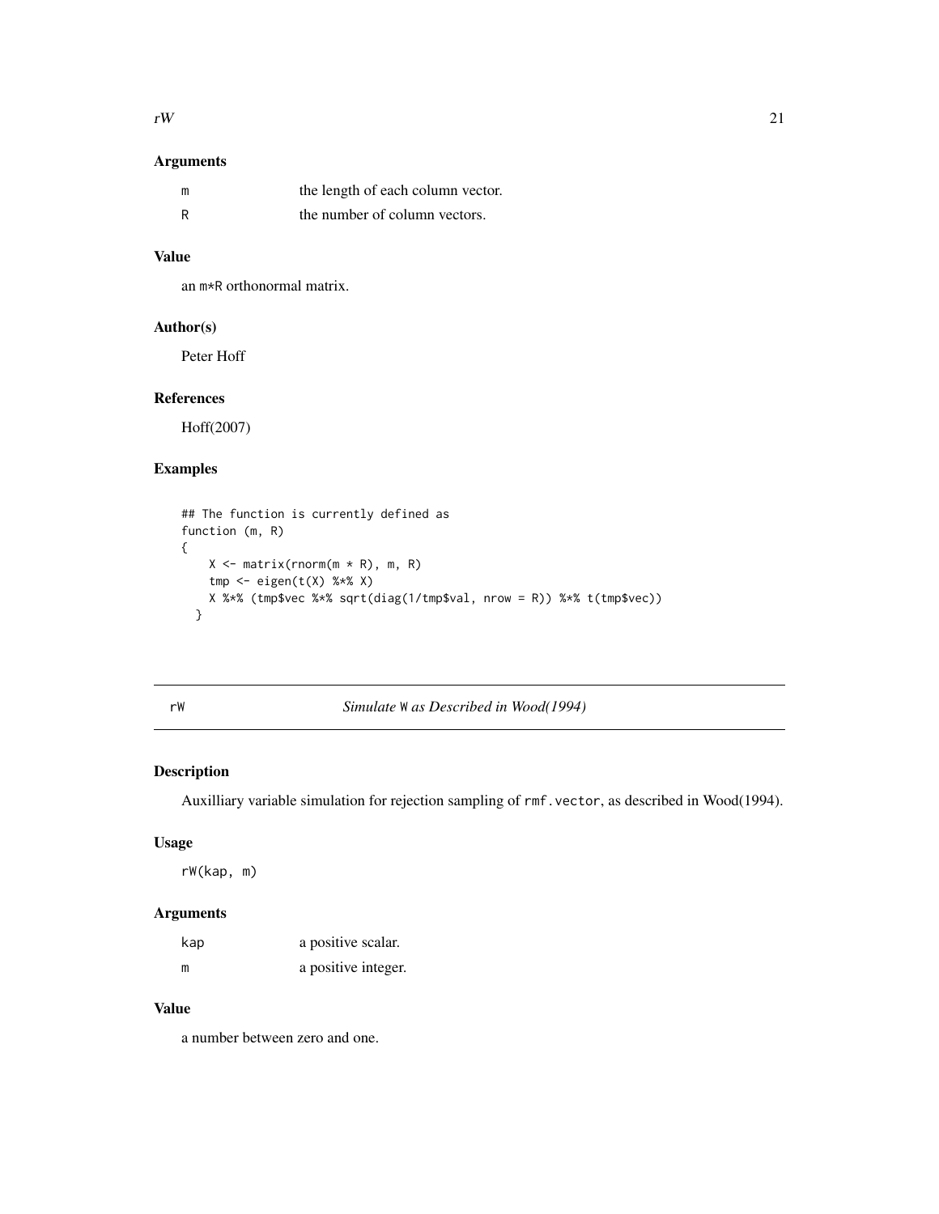## Arguments

| | |
|---|---|
| m | the length of each column vector. |
| R | the number of column vectors. |

## Value

an m*R orthonormal matrix.

## Author(s)

Peter Hoff

## References

Hoff(2007)

## Examples

```
## The function is currently defined as
function (m, R)
{
    X <- matrix(rnorm(m * R), m, R)
    tmp <- eigen(t(X) %*% X)
    X %*% (tmp$vec %*% sqrt(diag(1/tmp$val, nrow = R)) %*% t(tmp$vec))
  }
```

---

# rW — *Simulate W as Described in Wood(1994)*

## Description

Auxilliary variable simulation for rejection sampling of `rmf.vector`, as described in Wood(1994).

## Usage

```
rW(kap, m)
```

## Arguments

| | |
|---|---|
| kap | a positive scalar. |
| m | a positive integer. |

## Value

a number between zero and one.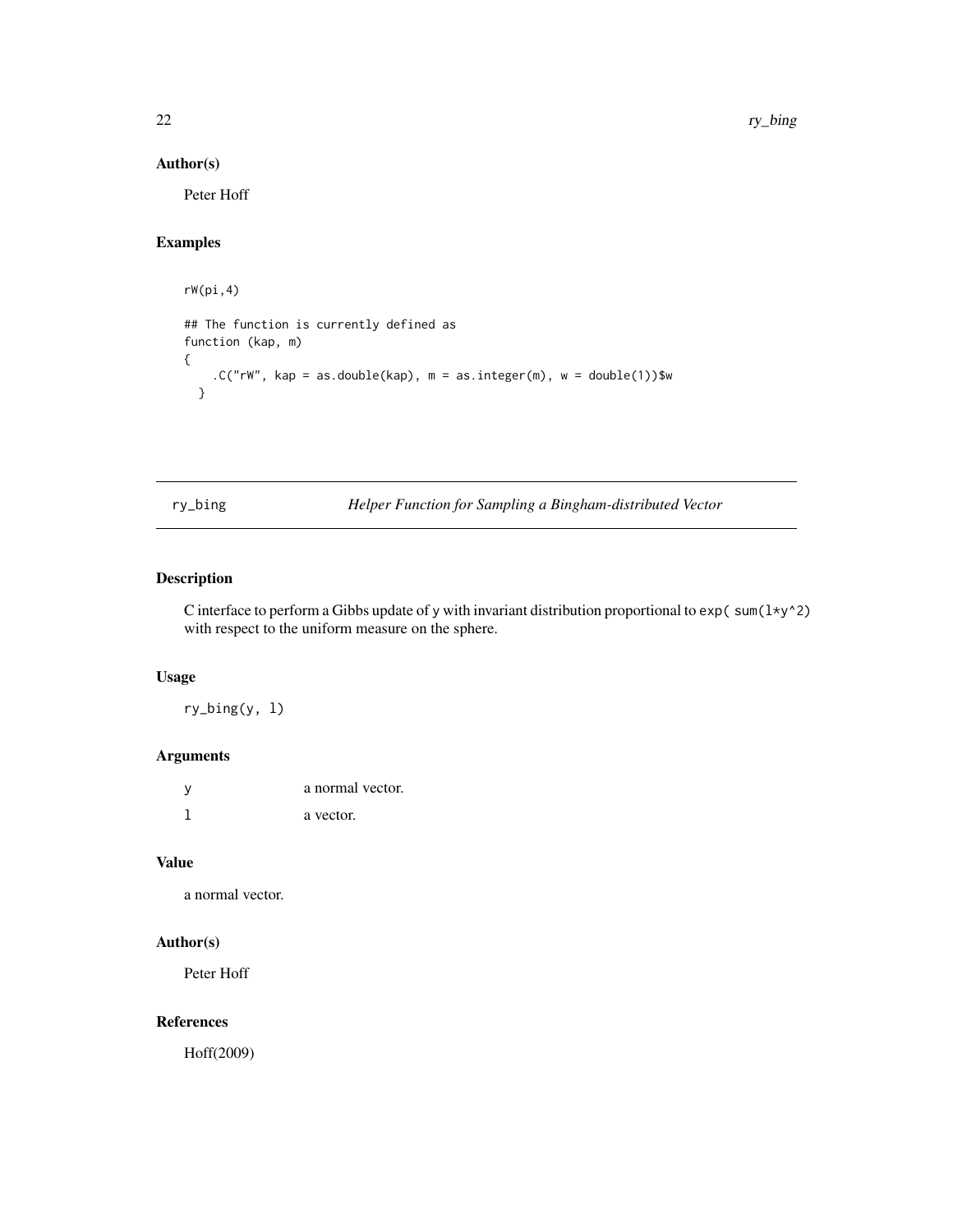## Author(s)

Peter Hoff

## Examples

```
rW(pi,4)

## The function is currently defined as
function (kap, m)
{
    .C("rW", kap = as.double(kap), m = as.integer(m), w = double(1))$w
  }
```

---

# ry_bing — *Helper Function for Sampling a Bingham-distributed Vector*

---

## Description

C interface to perform a Gibbs update of `y` with invariant distribution proportional to `exp( sum(l*y^2)` with respect to the uniform measure on the sphere.

## Usage

```
ry_bing(y, l)
```

## Arguments

| | |
|---|---|
| `y` | a normal vector. |
| `l` | a vector. |

## Value

a normal vector.

## Author(s)

Peter Hoff

## References

Hoff(2009)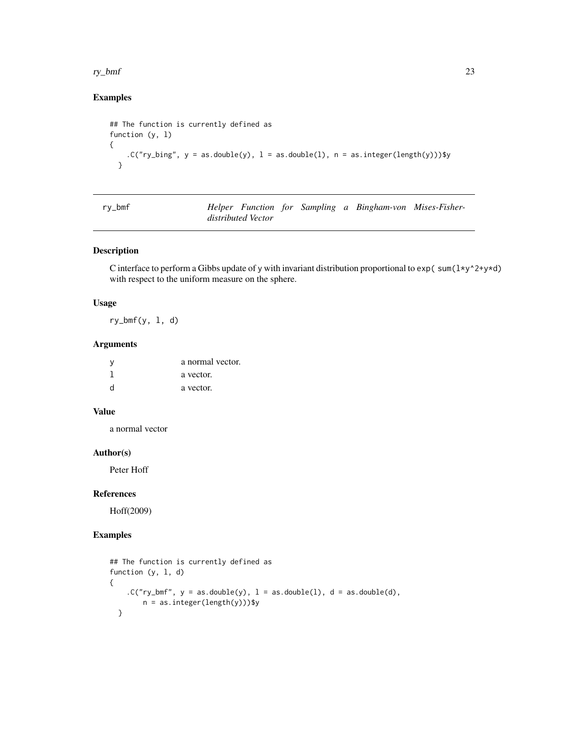## Examples

```
## The function is currently defined as
function (y, l)
{
    .C("ry_bing", y = as.double(y), l = as.double(l), n = as.integer(length(y)))$y
  }
```

---

## ry_bmf — *Helper Function for Sampling a Bingham-von Mises-Fisher-distributed Vector*

---

### Description

C interface to perform a Gibbs update of `y` with invariant distribution proportional to `exp( sum(l*y^2+y*d)` with respect to the uniform measure on the sphere.

### Usage

```
ry_bmf(y, l, d)
```

### Arguments

| | |
|---|---|
| `y` | a normal vector. |
| `l` | a vector. |
| `d` | a vector. |

### Value

a normal vector

### Author(s)

Peter Hoff

### References

Hoff(2009)

### Examples

```
## The function is currently defined as
function (y, l, d)
{
    .C("ry_bmf", y = as.double(y), l = as.double(l), d = as.double(d),
        n = as.integer(length(y)))$y
  }
```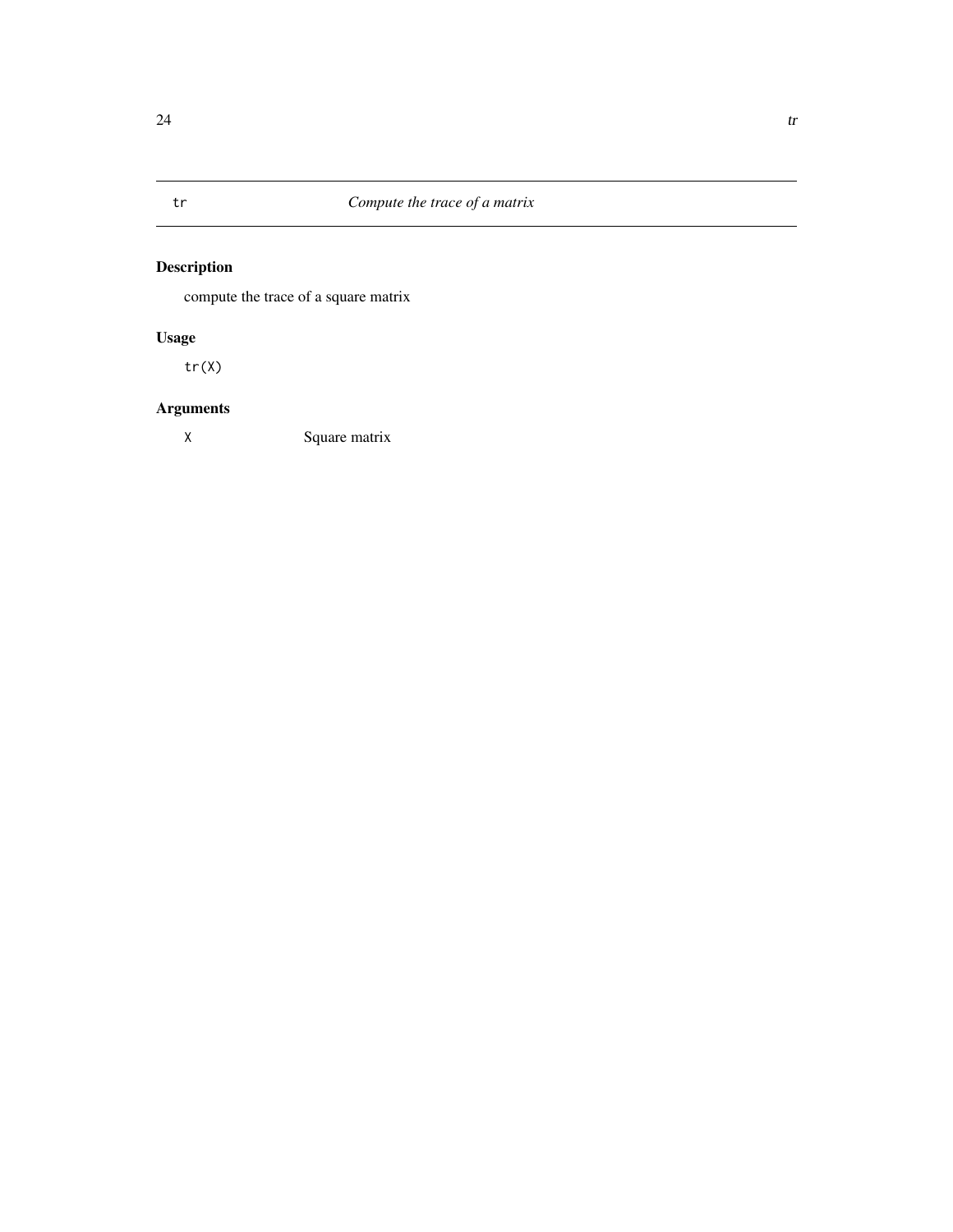# tr — *Compute the trace of a matrix*

## Description

compute the trace of a square matrix

## Usage

```
tr(X)
```

## Arguments

| | |
|---|---|
| `X` | Square matrix |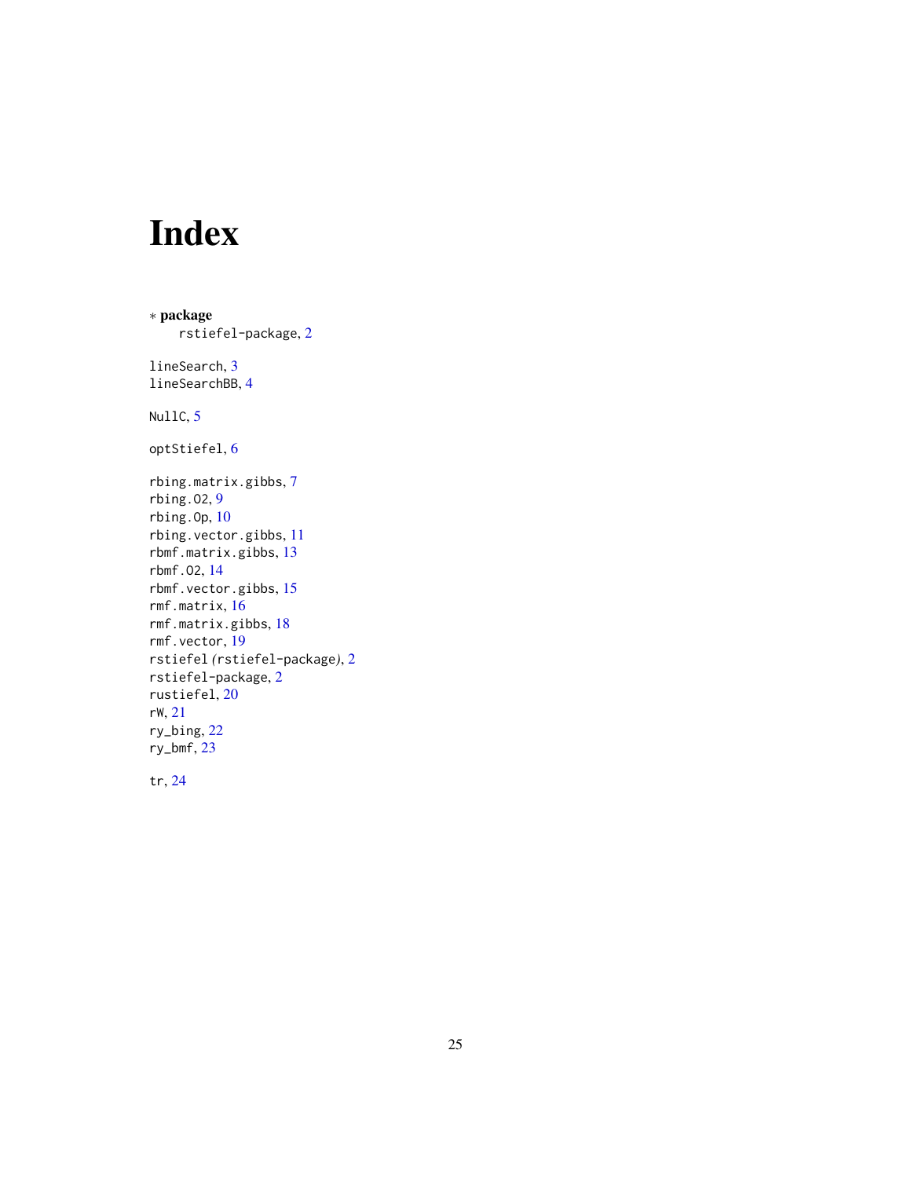# Index

∗ **package**
    rstiefel-package, 2

lineSearch, 3
lineSearchBB, 4

NullC, 5

optStiefel, 6

rbing.matrix.gibbs, 7
rbing.O2, 9
rbing.Op, 10
rbing.vector.gibbs, 11
rbmf.matrix.gibbs, 13
rbmf.O2, 14
rbmf.vector.gibbs, 15
rmf.matrix, 16
rmf.matrix.gibbs, 18
rmf.vector, 19
rstiefel *(*rstiefel-package*)*, 2
rstiefel-package, 2
rustiefel, 20
rW, 21
ry_bing, 22
ry_bmf, 23

tr, 24